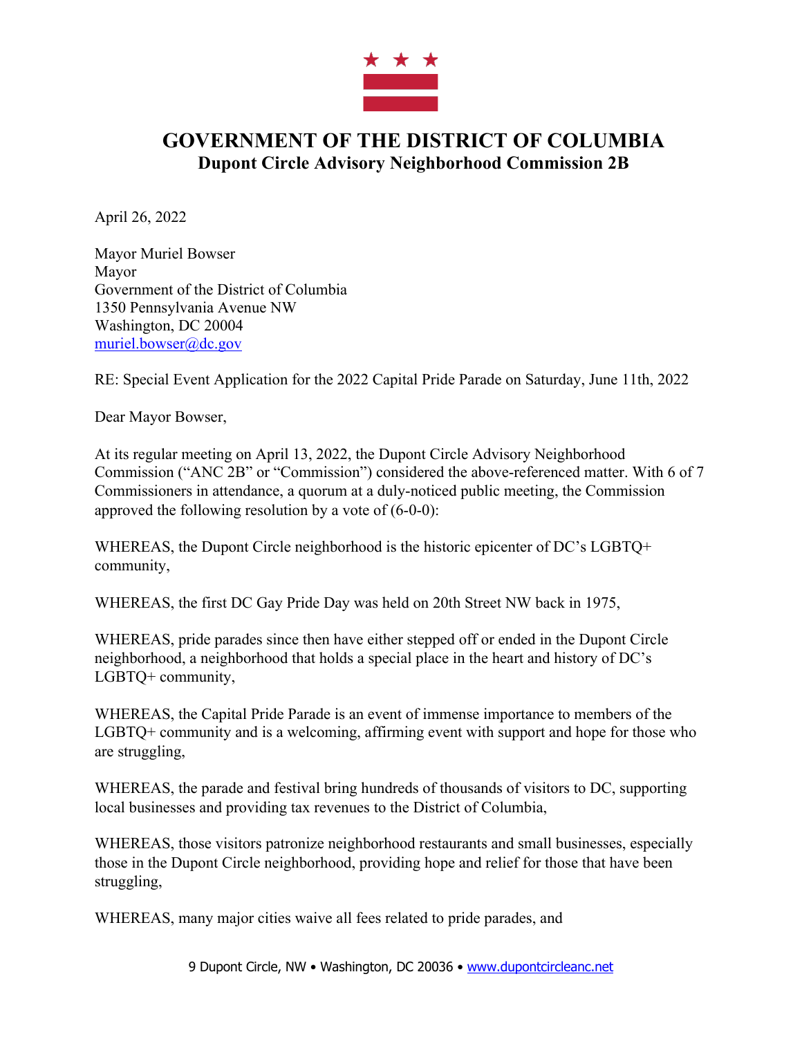# GOVERNMENT OF THE DISTRICT OF COLUMBIA
## Dupont Circle Advisory Neighborhood Commission 2B

April 26, 2022

Mayor Muriel Bowser
Mayor
Government of the District of Columbia
1350 Pennsylvania Avenue NW
Washington, DC 20004
muriel.bowser@dc.gov

RE: Special Event Application for the 2022 Capital Pride Parade on Saturday, June 11th, 2022

Dear Mayor Bowser,

At its regular meeting on April 13, 2022, the Dupont Circle Advisory Neighborhood Commission ("ANC 2B" or "Commission") considered the above-referenced matter. With 6 of 7 Commissioners in attendance, a quorum at a duly-noticed public meeting, the Commission approved the following resolution by a vote of (6-0-0):

WHEREAS, the Dupont Circle neighborhood is the historic epicenter of DC's LGBTQ+ community,

WHEREAS, the first DC Gay Pride Day was held on 20th Street NW back in 1975,

WHEREAS, pride parades since then have either stepped off or ended in the Dupont Circle neighborhood, a neighborhood that holds a special place in the heart and history of DC's LGBTQ+ community,

WHEREAS, the Capital Pride Parade is an event of immense importance to members of the LGBTQ+ community and is a welcoming, affirming event with support and hope for those who are struggling,

WHEREAS, the parade and festival bring hundreds of thousands of visitors to DC, supporting local businesses and providing tax revenues to the District of Columbia,

WHEREAS, those visitors patronize neighborhood restaurants and small businesses, especially those in the Dupont Circle neighborhood, providing hope and relief for those that have been struggling,

WHEREAS, many major cities waive all fees related to pride parades, and

9 Dupont Circle, NW • Washington, DC 20036 • www.dupontcircleanc.net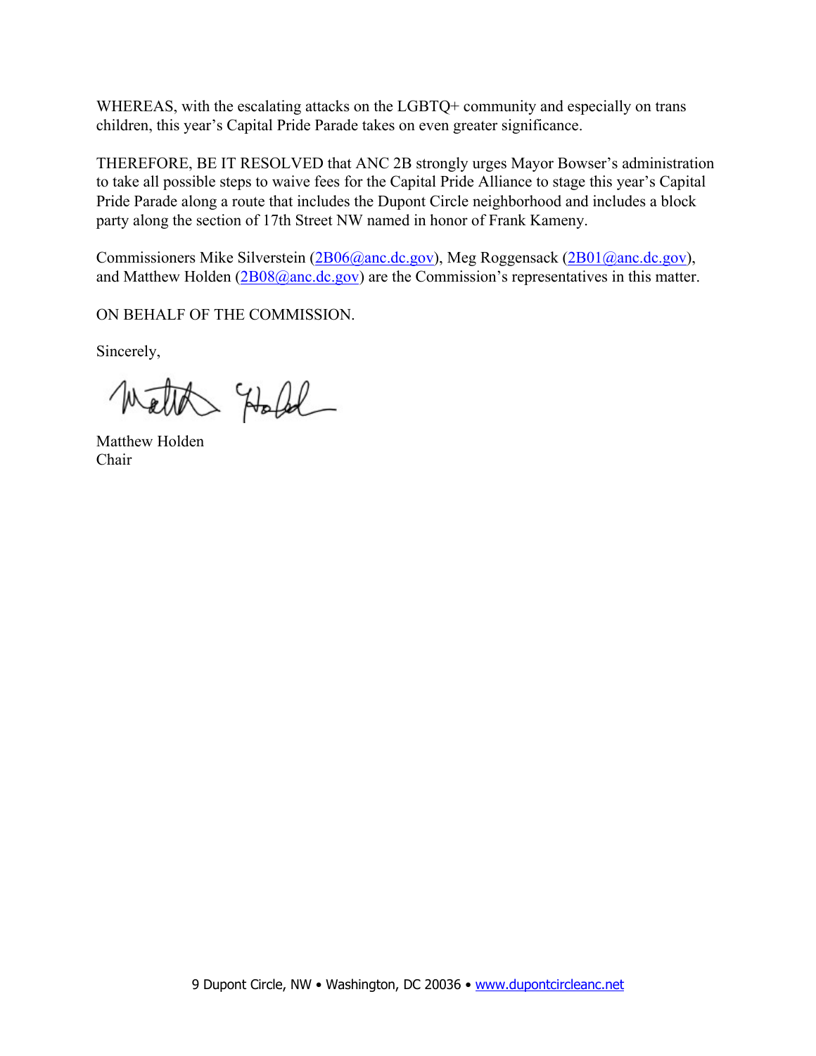WHEREAS, with the escalating attacks on the LGBTQ+ community and especially on trans children, this year's Capital Pride Parade takes on even greater significance.

THEREFORE, BE IT RESOLVED that ANC 2B strongly urges Mayor Bowser's administration to take all possible steps to waive fees for the Capital Pride Alliance to stage this year's Capital Pride Parade along a route that includes the Dupont Circle neighborhood and includes a block party along the section of 17th Street NW named in honor of Frank Kameny.

Commissioners Mike Silverstein (2B06@anc.dc.gov), Meg Roggensack (2B01@anc.dc.gov), and Matthew Holden (2B08@anc.dc.gov) are the Commission's representatives in this matter.

ON BEHALF OF THE COMMISSION.

Sincerely,

Matthew Holden
Chair

9 Dupont Circle, NW • Washington, DC 20036 • www.dupontcircleanc.net